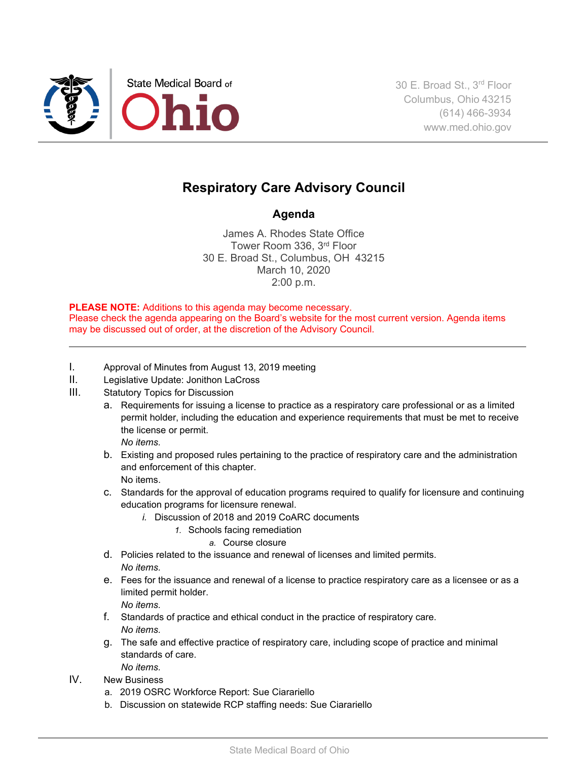State Medical Board of Ohio

30 E. Broad St., 3rd Floor
Columbus, Ohio 43215
(614) 466-3934
www.med.ohio.gov

# Respiratory Care Advisory Council

## Agenda

James A. Rhodes State Office
Tower Room 336, 3rd Floor
30 E. Broad St., Columbus, OH 43215
March 10, 2020
2:00 p.m.

**PLEASE NOTE:** Additions to this agenda may become necessary.
Please check the agenda appearing on the Board's website for the most current version. Agenda items may be discussed out of order, at the discretion of the Advisory Council.

---

I. Approval of Minutes from August 13, 2019 meeting

II. Legislative Update: Jonithon LaCross

III. Statutory Topics for Discussion

   a. Requirements for issuing a license to practice as a respiratory care professional or as a limited permit holder, including the education and experience requirements that must be met to receive the license or permit.
      *No items.*

   b. Existing and proposed rules pertaining to the practice of respiratory care and the administration and enforcement of this chapter.
      No items.

   c. Standards for the approval of education programs required to qualify for licensure and continuing education programs for licensure renewal.
      *i.* Discussion of 2018 and 2019 CoARC documents
         *1.* Schools facing remediation
            *a.* Course closure

   d. Policies related to the issuance and renewal of licenses and limited permits.
      *No items.*

   e. Fees for the issuance and renewal of a license to practice respiratory care as a licensee or as a limited permit holder.
      *No items.*

   f. Standards of practice and ethical conduct in the practice of respiratory care.
      *No items.*

   g. The safe and effective practice of respiratory care, including scope of practice and minimal standards of care.
      *No items.*

IV. New Business

   a. 2019 OSRC Workforce Report: Sue Ciarariello

   b. Discussion on statewide RCP staffing needs: Sue Ciarariello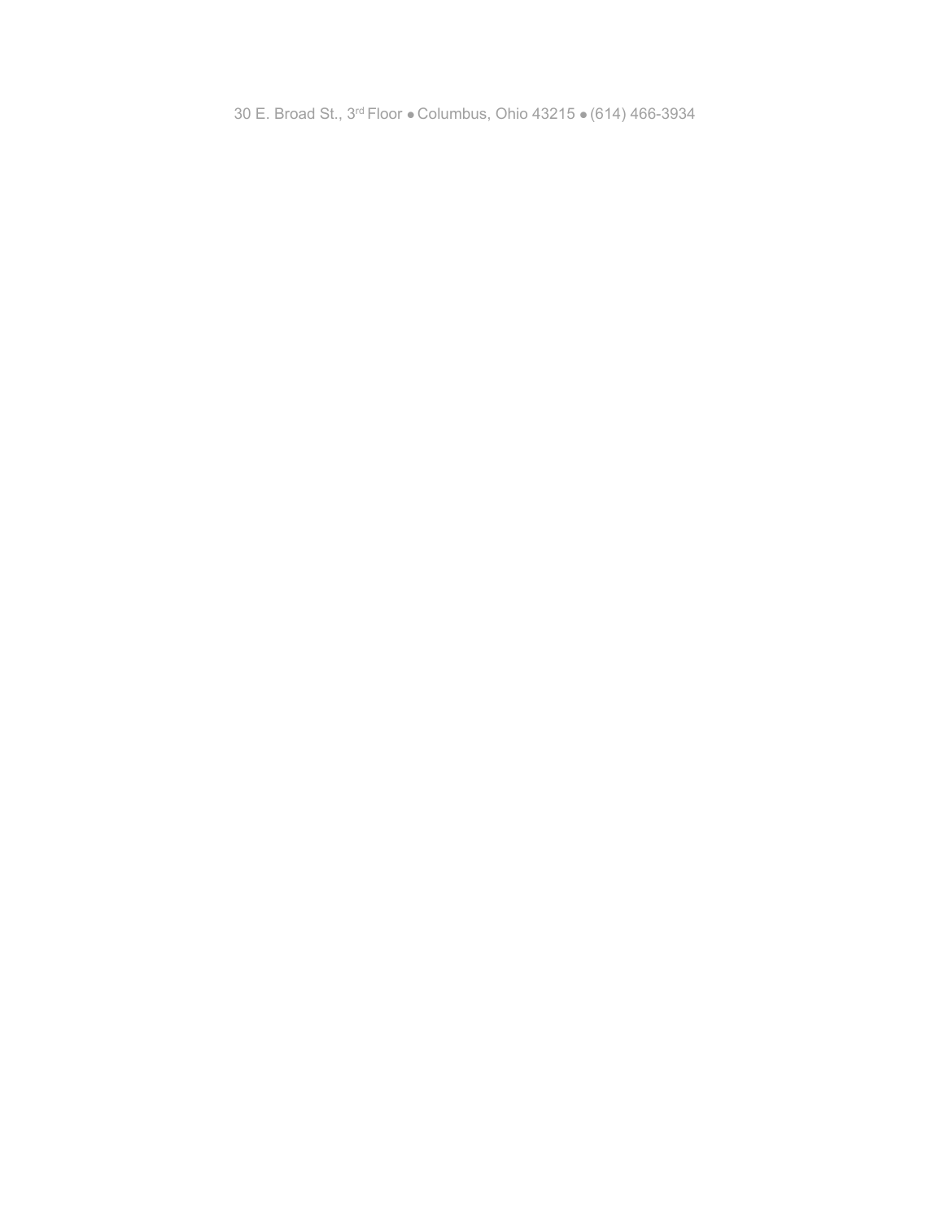30 E. Broad St., 3rd Floor • Columbus, Ohio 43215 • (614) 466-3934